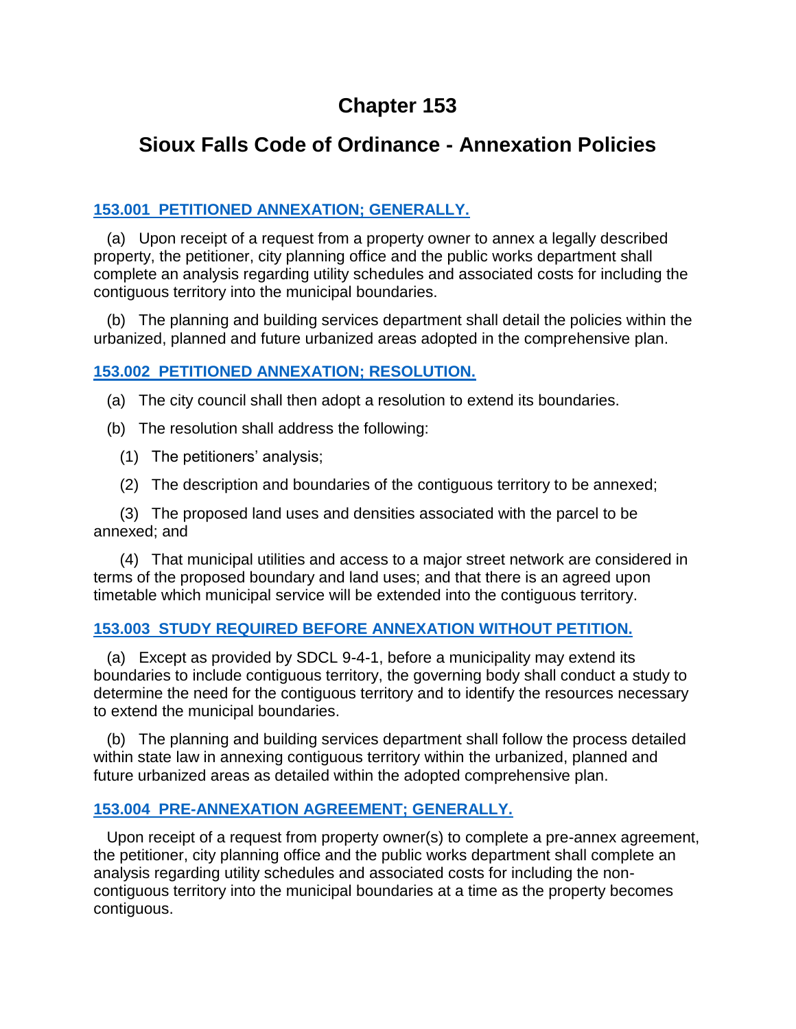# Chapter 153

## Sioux Falls Code of Ordinance - Annexation Policies

### 153.001 PETITIONED ANNEXATION; GENERALLY.

(a) Upon receipt of a request from a property owner to annex a legally described property, the petitioner, city planning office and the public works department shall complete an analysis regarding utility schedules and associated costs for including the contiguous territory into the municipal boundaries.

(b) The planning and building services department shall detail the policies within the urbanized, planned and future urbanized areas adopted in the comprehensive plan.

### 153.002 PETITIONED ANNEXATION; RESOLUTION.

(a) The city council shall then adopt a resolution to extend its boundaries.

(b) The resolution shall address the following:

(1) The petitioners' analysis;

(2) The description and boundaries of the contiguous territory to be annexed;

(3) The proposed land uses and densities associated with the parcel to be annexed; and

(4) That municipal utilities and access to a major street network are considered in terms of the proposed boundary and land uses; and that there is an agreed upon timetable which municipal service will be extended into the contiguous territory.

### 153.003 STUDY REQUIRED BEFORE ANNEXATION WITHOUT PETITION.

(a) Except as provided by SDCL 9-4-1, before a municipality may extend its boundaries to include contiguous territory, the governing body shall conduct a study to determine the need for the contiguous territory and to identify the resources necessary to extend the municipal boundaries.

(b) The planning and building services department shall follow the process detailed within state law in annexing contiguous territory within the urbanized, planned and future urbanized areas as detailed within the adopted comprehensive plan.

### 153.004 PRE-ANNEXATION AGREEMENT; GENERALLY.

Upon receipt of a request from property owner(s) to complete a pre-annex agreement, the petitioner, city planning office and the public works department shall complete an analysis regarding utility schedules and associated costs for including the non-contiguous territory into the municipal boundaries at a time as the property becomes contiguous.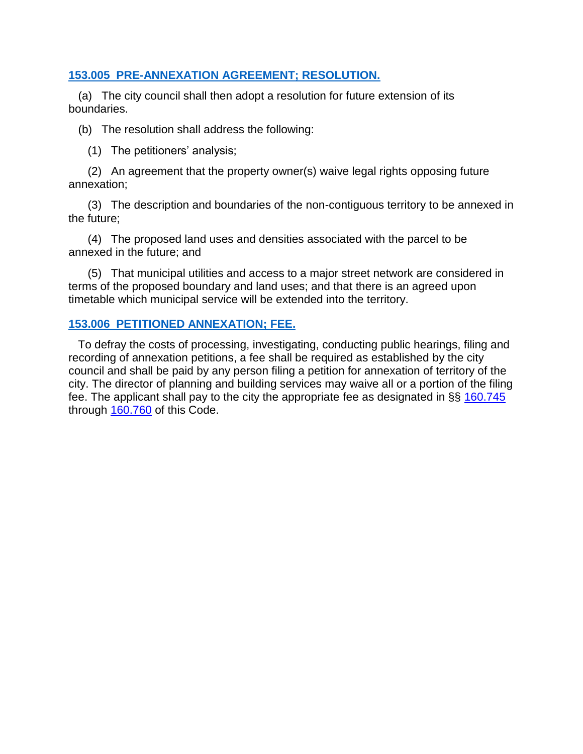### [153.005 PRE-ANNEXATION AGREEMENT; RESOLUTION.]()

(a) The city council shall then adopt a resolution for future extension of its boundaries.

(b) The resolution shall address the following:

(1) The petitioners' analysis;

(2) An agreement that the property owner(s) waive legal rights opposing future annexation;

(3) The description and boundaries of the non-contiguous territory to be annexed in the future;

(4) The proposed land uses and densities associated with the parcel to be annexed in the future; and

(5) That municipal utilities and access to a major street network are considered in terms of the proposed boundary and land uses; and that there is an agreed upon timetable which municipal service will be extended into the territory.

### [153.006 PETITIONED ANNEXATION; FEE.]()

To defray the costs of processing, investigating, conducting public hearings, filing and recording of annexation petitions, a fee shall be required as established by the city council and shall be paid by any person filing a petition for annexation of territory of the city. The director of planning and building services may waive all or a portion of the filing fee. The applicant shall pay to the city the appropriate fee as designated in §§ [160.745]() through [160.760]() of this Code.